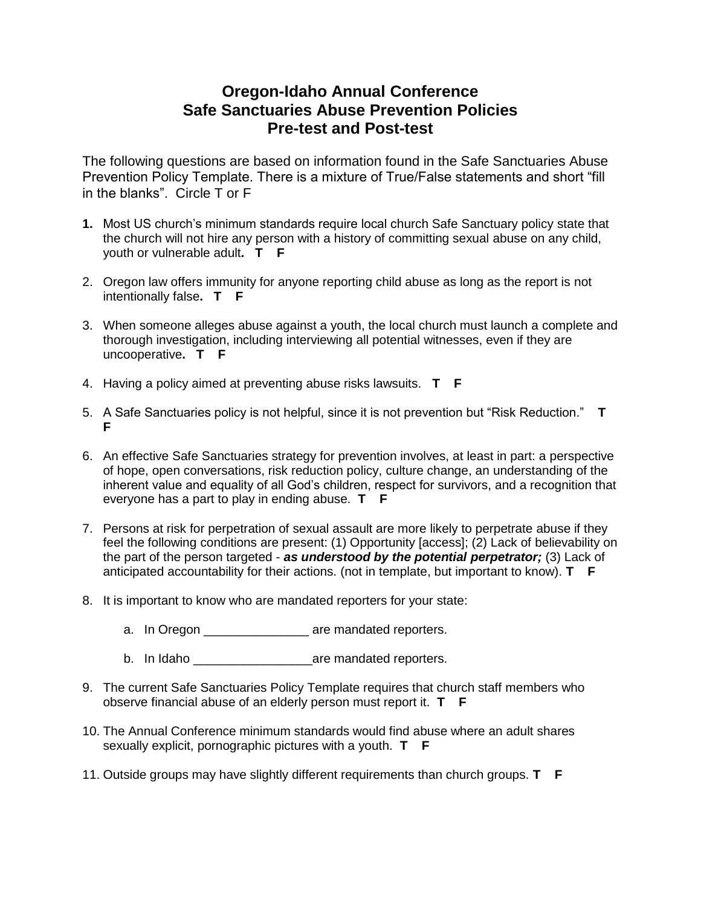# Oregon-Idaho Annual Conference
# Safe Sanctuaries Abuse Prevention Policies
# Pre-test and Post-test

The following questions are based on information found in the Safe Sanctuaries Abuse Prevention Policy Template. There is a mixture of True/False statements and short "fill in the blanks". Circle T or F

1. Most US church's minimum standards require local church Safe Sanctuary policy state that the church will not hire any person with a history of committing sexual abuse on any child, youth or vulnerable adult. **T F**

2. Oregon law offers immunity for anyone reporting child abuse as long as the report is not intentionally false. **T F**

3. When someone alleges abuse against a youth, the local church must launch a complete and thorough investigation, including interviewing all potential witnesses, even if they are uncooperative. **T F**

4. Having a policy aimed at preventing abuse risks lawsuits. **T F**

5. A Safe Sanctuaries policy is not helpful, since it is not prevention but "Risk Reduction." **T F**

6. An effective Safe Sanctuaries strategy for prevention involves, at least in part: a perspective of hope, open conversations, risk reduction policy, culture change, an understanding of the inherent value and equality of all God's children, respect for survivors, and a recognition that everyone has a part to play in ending abuse. **T F**

7. Persons at risk for perpetration of sexual assault are more likely to perpetrate abuse if they feel the following conditions are present: (1) Opportunity [access]; (2) Lack of believability on the part of the person targeted - ***as understood by the potential perpetrator;*** (3) Lack of anticipated accountability for their actions. (not in template, but important to know). **T F**

8. It is important to know who are mandated reporters for your state:

   a. In Oregon _______________ are mandated reporters.

   b. In Idaho _________________are mandated reporters.

9. The current Safe Sanctuaries Policy Template requires that church staff members who observe financial abuse of an elderly person must report it. **T F**

10. The Annual Conference minimum standards would find abuse where an adult shares sexually explicit, pornographic pictures with a youth. **T F**

11. Outside groups may have slightly different requirements than church groups. **T F**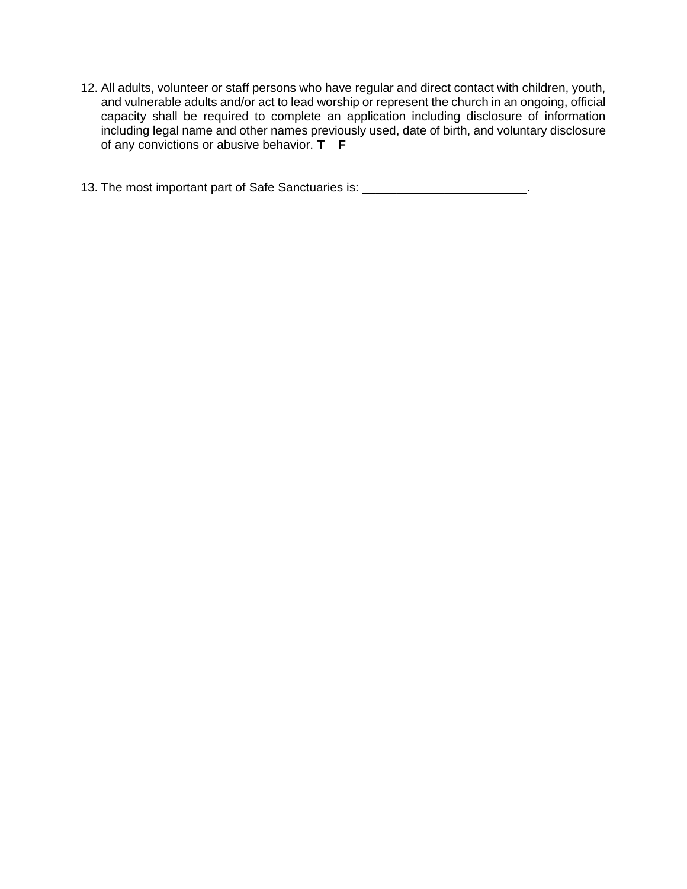12. All adults, volunteer or staff persons who have regular and direct contact with children, youth, and vulnerable adults and/or act to lead worship or represent the church in an ongoing, official capacity shall be required to complete an application including disclosure of information including legal name and other names previously used, date of birth, and voluntary disclosure of any convictions or abusive behavior. **T F**

13. The most important part of Safe Sanctuaries is: ________________________.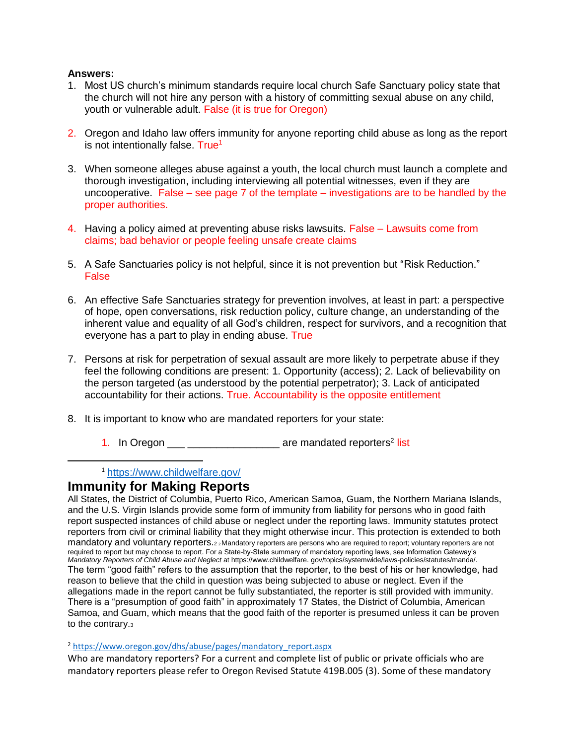**Answers:**

1. Most US church's minimum standards require local church Safe Sanctuary policy state that the church will not hire any person with a history of committing sexual abuse on any child, youth or vulnerable adult. False (it is true for Oregon)

2. Oregon and Idaho law offers immunity for anyone reporting child abuse as long as the report is not intentionally false. True[1]

3. When someone alleges abuse against a youth, the local church must launch a complete and thorough investigation, including interviewing all potential witnesses, even if they are uncooperative. False – see page 7 of the template – investigations are to be handled by the proper authorities.

4. Having a policy aimed at preventing abuse risks lawsuits. False – Lawsuits come from claims; bad behavior or people feeling unsafe create claims

5. A Safe Sanctuaries policy is not helpful, since it is not prevention but "Risk Reduction." False

6. An effective Safe Sanctuaries strategy for prevention involves, at least in part: a perspective of hope, open conversations, risk reduction policy, culture change, an understanding of the inherent value and equality of all God's children, respect for survivors, and a recognition that everyone has a part to play in ending abuse. True

7. Persons at risk for perpetration of sexual assault are more likely to perpetrate abuse if they feel the following conditions are present: 1. Opportunity (access); 2. Lack of believability on the person targeted (as understood by the potential perpetrator); 3. Lack of anticipated accountability for their actions. True. Accountability is the opposite entitlement

8. It is important to know who are mandated reporters for your state:

    1. In Oregon ___ ________________ are mandated reporters[2] list

---

[1] https://www.childwelfare.gov/

## Immunity for Making Reports

All States, the District of Columbia, Puerto Rico, American Samoa, Guam, the Northern Mariana Islands, and the U.S. Virgin Islands provide some form of immunity from liability for persons who in good faith report suspected instances of child abuse or neglect under the reporting laws. Immunity statutes protect reporters from civil or criminal liability that they might otherwise incur. This protection is extended to both mandatory and voluntary reporters.[2] [2] Mandatory reporters are persons who are required to report; voluntary reporters are not required to report but may choose to report. For a State-by-State summary of mandatory reporting laws, see Information Gateway's *Mandatory Reporters of Child Abuse and Neglect* at https://www.childwelfare. gov/topics/systemwide/laws-policies/statutes/manda/.

The term "good faith" refers to the assumption that the reporter, to the best of his or her knowledge, had reason to believe that the child in question was being subjected to abuse or neglect. Even if the allegations made in the report cannot be fully substantiated, the reporter is still provided with immunity. There is a "presumption of good faith" in approximately 17 States, the District of Columbia, American Samoa, and Guam, which means that the good faith of the reporter is presumed unless it can be proven to the contrary.[3]

[2] https://www.oregon.gov/dhs/abuse/pages/mandatory_report.aspx

Who are mandatory reporters? For a current and complete list of public or private officials who are mandatory reporters please refer to Oregon Revised Statute 419B.005 (3). Some of these mandatory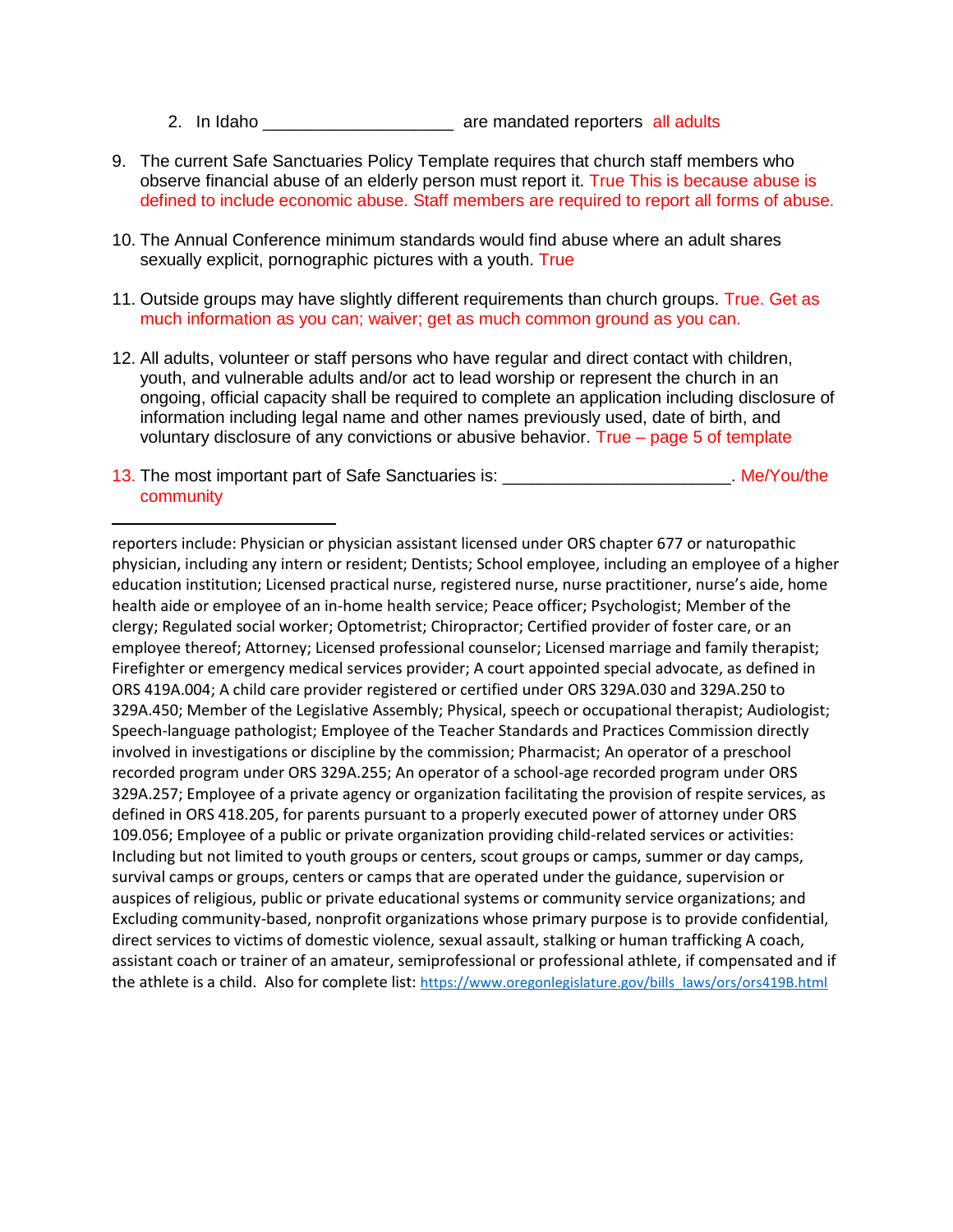2. In Idaho ____________________ are mandated reporters all adults

9. The current Safe Sanctuaries Policy Template requires that church staff members who observe financial abuse of an elderly person must report it. True This is because abuse is defined to include economic abuse. Staff members are required to report all forms of abuse.

10. The Annual Conference minimum standards would find abuse where an adult shares sexually explicit, pornographic pictures with a youth. True

11. Outside groups may have slightly different requirements than church groups. True. Get as much information as you can; waiver; get as much common ground as you can.

12. All adults, volunteer or staff persons who have regular and direct contact with children, youth, and vulnerable adults and/or act to lead worship or represent the church in an ongoing, official capacity shall be required to complete an application including disclosure of information including legal name and other names previously used, date of birth, and voluntary disclosure of any convictions or abusive behavior. True – page 5 of template

13. The most important part of Safe Sanctuaries is: ________________________. Me/You/the community

---

reporters include: Physician or physician assistant licensed under ORS chapter 677 or naturopathic physician, including any intern or resident; Dentists; School employee, including an employee of a higher education institution; Licensed practical nurse, registered nurse, nurse practitioner, nurse's aide, home health aide or employee of an in-home health service; Peace officer; Psychologist; Member of the clergy; Regulated social worker; Optometrist; Chiropractor; Certified provider of foster care, or an employee thereof; Attorney; Licensed professional counselor; Licensed marriage and family therapist; Firefighter or emergency medical services provider; A court appointed special advocate, as defined in ORS 419A.004; A child care provider registered or certified under ORS 329A.030 and 329A.250 to 329A.450; Member of the Legislative Assembly; Physical, speech or occupational therapist; Audiologist; Speech-language pathologist; Employee of the Teacher Standards and Practices Commission directly involved in investigations or discipline by the commission; Pharmacist; An operator of a preschool recorded program under ORS 329A.255; An operator of a school-age recorded program under ORS 329A.257; Employee of a private agency or organization facilitating the provision of respite services, as defined in ORS 418.205, for parents pursuant to a properly executed power of attorney under ORS 109.056; Employee of a public or private organization providing child-related services or activities: Including but not limited to youth groups or centers, scout groups or camps, summer or day camps, survival camps or groups, centers or camps that are operated under the guidance, supervision or auspices of religious, public or private educational systems or community service organizations; and Excluding community-based, nonprofit organizations whose primary purpose is to provide confidential, direct services to victims of domestic violence, sexual assault, stalking or human trafficking A coach, assistant coach or trainer of an amateur, semiprofessional or professional athlete, if compensated and if the athlete is a child. Also for complete list: https://www.oregonlegislature.gov/bills_laws/ors/ors419B.html